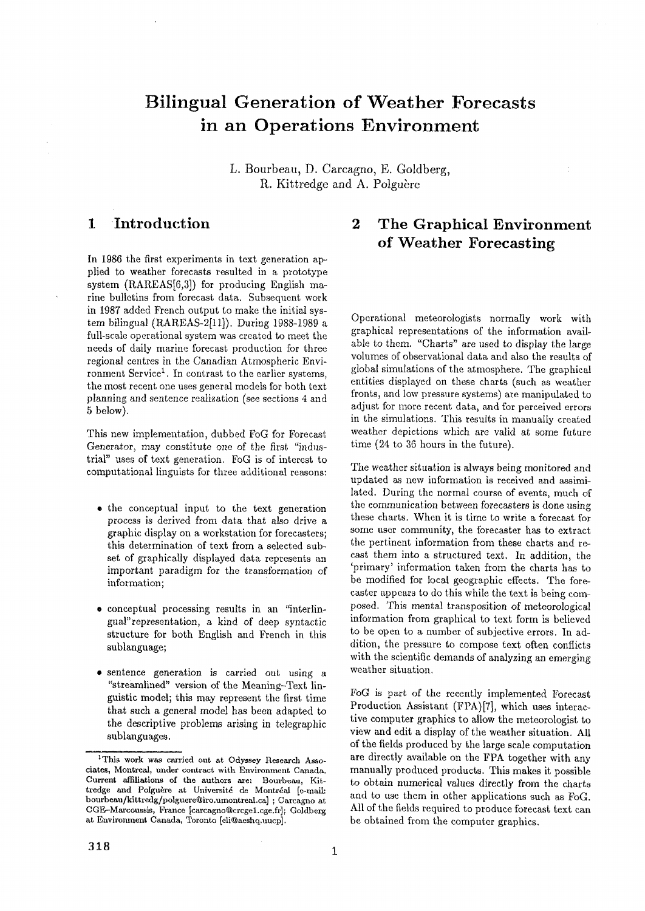# Bilingual Generation of Weather Forecasts in an Operations Environment

L. Bourbeau, D. Carcagno, E. Goldberg, R. Kittredge and A. Polguère

## 1 Introduction

In 1986 the first experiments in text generation applied to weather forecasts resulted in a prototype system (RAREAS[6,3]) for producing English marine bulletins from forecast data. Subsequent work in 1987 added French output to make the initial system bilingual (RAREAS-2[11]). During 1988-1989 a full-scale operational system was created to meet the needs of daily marine forecast production for three regional centres in the Canadian Atmospheric Environment Service[1]. In contrast to the earlier systems, the most recent one uses general models for both text planning and sentence realization (see sections 4 and 5 below).

This new implementation, dubbed FoG for Forecast Generator, may constitute one of the first "industrial" uses of text generation. FoG is of interest to computational linguists for three additional reasons:

- the conceptual input to the text generation process is derived from data that also drive a graphic display on a workstation for forecasters; this determination of text from a selected subset of graphically displayed data represents an important paradigm for the transformation of information;
- conceptual processing results in an "interlingual"representation, a kind of deep syntactic structure for both English and French in this sublanguage;
- sentence generation is carried out using a "streamlined" version of the Meaning-Text linguistic model; this may represent the first time that such a general model has been adapted to the descriptive problems arising in telegraphic sublanguages.

[1]This work was carried out at Odyssey Research Associates, Montreal, under contract with Environment Canada. Current affiliations of the authors are: Bourbeau, Kittredge and Polguère at Université de Montréal [e-mail: bourbeau/kittredg/polguere@iro.umontreal.ca] ; Carcagno at CGE-Marcoussis, France [carcagno@crcge1.cge.fr]; Goldberg at Environment Canada, Toronto [eli@aeshq.uucp].

## 2 The Graphical Environment of Weather Forecasting

Operational meteorologists normally work with graphical representations of the information available to them. "Charts" are used to display the large volumes of observational data and also the results of global simulations of the atmosphere. The graphical entities displayed on these charts (such as weather fronts, and low pressure systems) are manipulated to adjust for more recent data, and for perceived errors in the simulations. This results in manually created weather depictions which are valid at some future time (24 to 36 hours in the future).

The weather situation is always being monitored and updated as new information is received and assimilated. During the normal course of events, much of the communication between forecasters is done using these charts. When it is time to write a forecast for some user community, the forecaster has to extract the pertinent information from these charts and recast them into a structured text. In addition, the 'primary' information taken from the charts has to be modified for local geographic effects. The forecaster appears to do this while the text is being composed. This mental transposition of meteorological information from graphical to text form is believed to be open to a number of subjective errors. In addition, the pressure to compose text often conflicts with the scientific demands of analyzing an emerging weather situation.

FoG is part of the recently implemented Forecast Production Assistant (FPA)[7], which uses interactive computer graphics to allow the meteorologist to view and edit a display of the weather situation. All of the fields produced by the large scale computation are directly available on the FPA together with any manually produced products. This makes it possible to obtain numerical values directly from the charts and to use them in other applications such as FoG. All of the fields required to produce forecast text can be obtained from the computer graphics.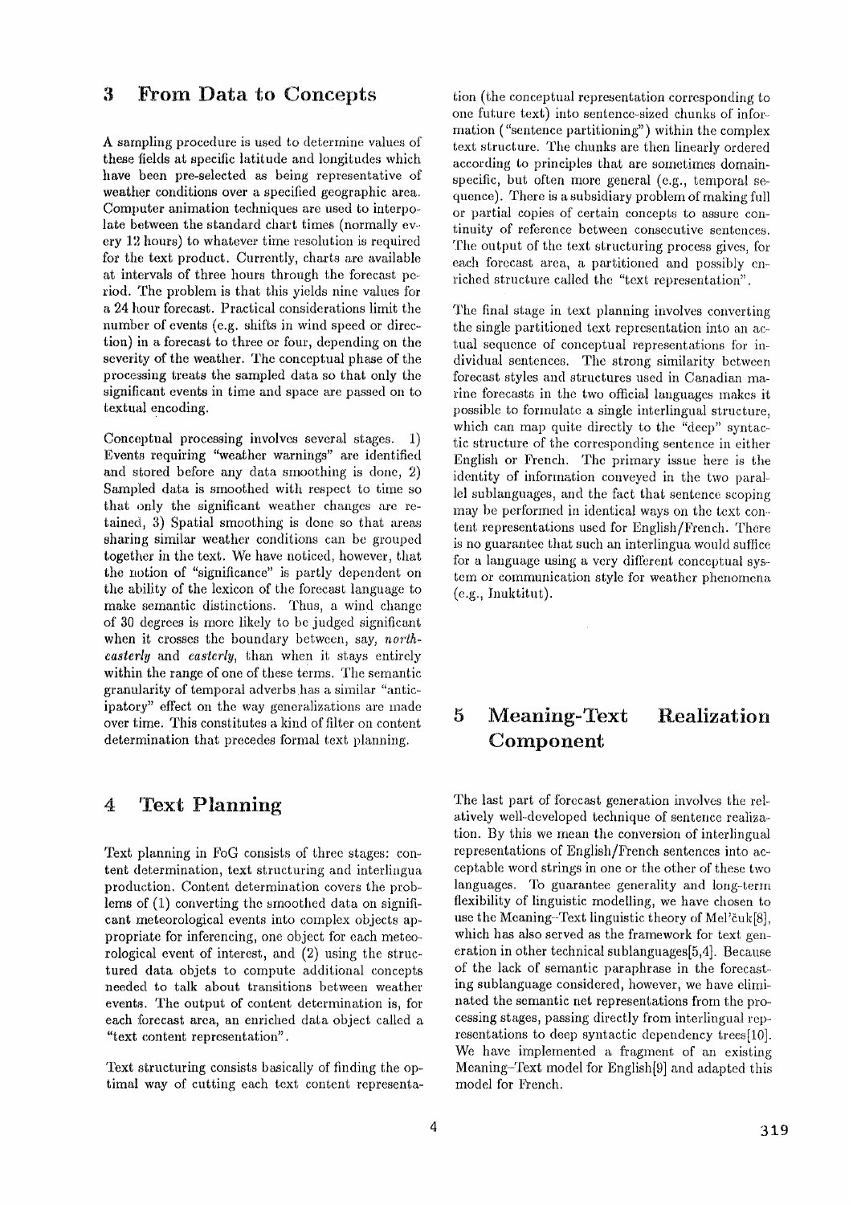## 3 From Data to Concepts

A sampling procedure is used to determine values of these fields at specific latitude and longitudes which have been pre-selected as being representative of weather conditions over a specified geographic area. Computer animation techniques are used to interpolate between the standard chart times (normally every 12 hours) to whatever time resolution is required for the text product. Currently, charts are available at intervals of three hours through the forecast period. The problem is that this yields nine values for a 24 hour forecast. Practical considerations limit the number of events (e.g. shifts in wind speed or direction) in a forecast to three or four, depending on the severity of the weather. The conceptual phase of the processing treats the sampled data so that only the significant events in time and space are passed on to textual encoding.

Conceptual processing involves several stages. 1) Events requiring "weather warnings" are identified and stored before any data smoothing is done, 2) Sampled data is smoothed with respect to time so that only the significant weather changes are retained, 3) Spatial smoothing is done so that areas sharing similar weather conditions can be grouped together in the text. We have noticed, however, that the notion of "significance" is partly dependent on the ability of the lexicon of the forecast language to make semantic distinctions. Thus, a wind change of 30 degrees is more likely to be judged significant when it crosses the boundary between, say, *northeasterly* and *easterly*, than when it stays entirely within the range of one of these terms. The semantic granularity of temporal adverbs has a similar "anticipatory" effect on the way generalizations are made over time. This constitutes a kind of filter on content determination that precedes formal text planning.

## 4 Text Planning

Text planning in FoG consists of three stages: content determination, text structuring and interlingua production. Content determination covers the problems of (1) converting the smoothed data on significant meteorological events into complex objects appropriate for inferencing, one object for each meteorological event of interest, and (2) using the structured data objets to compute additional concepts needed to talk about transitions between weather events. The output of content determination is, for each forecast area, an enriched data object called a "text content representation".

Text structuring consists basically of finding the optimal way of cutting each text content representation (the conceptual representation corresponding to one future text) into sentence-sized chunks of information ("sentence partitioning") within the complex text structure. The chunks are then linearly ordered according to principles that are sometimes domain-specific, but often more general (e.g., temporal sequence). There is a subsidiary problem of making full or partial copies of certain concepts to assure continuity of reference between consecutive sentences. The output of the text structuring process gives, for each forecast area, a partitioned and possibly enriched structure called the "text representation".

The final stage in text planning involves converting the single partitioned text representation into an actual sequence of conceptual representations for individual sentences. The strong similarity between forecast styles and structures used in Canadian marine forecasts in the two official languages makes it possible to formulate a single interlingual structure, which can map quite directly to the "deep" syntactic structure of the corresponding sentence in either English or French. The primary issue here is the identity of information conveyed in the two parallel sublanguages, and the fact that sentence scoping may be performed in identical ways on the text content representations used for English/French. There is no guarantee that such an interlingua would suffice for a language using a very different conceptual system or communication style for weather phenomena (e.g., Inuktitut).

## 5 Meaning-Text Realization Component

The last part of forecast generation involves the relatively well-developed technique of sentence realization. By this we mean the conversion of interlingual representations of English/French sentences into acceptable word strings in one or the other of these two languages. To guarantee generality and long-term flexibility of linguistic modelling, we have chosen to use the Meaning-Text linguistic theory of Mel'čuk[8], which has also served as the framework for text generation in other technical sublanguages[5,4]. Because of the lack of semantic paraphrase in the forecasting sublanguage considered, however, we have eliminated the semantic net representations from the processing stages, passing directly from interlingual representations to deep syntactic dependency trees[10]. We have implemented a fragment of an existing Meaning-Text model for English[9] and adapted this model for French.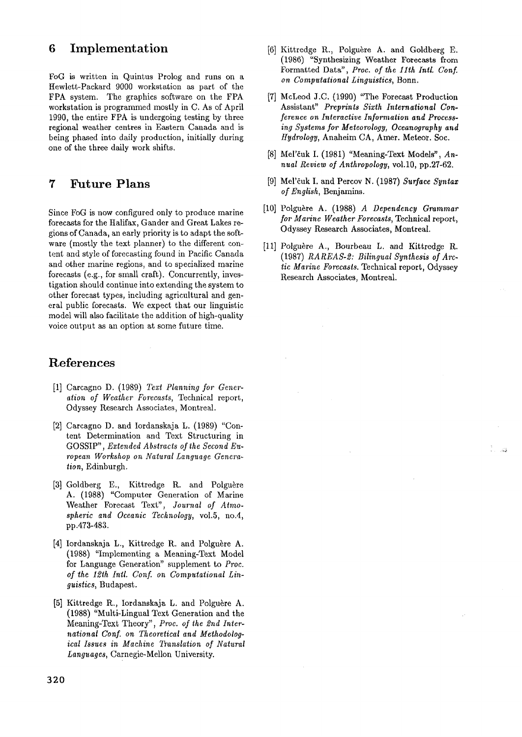## 6 Implementation

FoG is written in Quintus Prolog and runs on a Hewlett-Packard 9000 workstation as part of the FPA system. The graphics software on the FPA workstation is programmed mostly in C. As of April 1990, the entire FPA is undergoing testing by three regional weather centres in Eastern Canada and is being phased into daily production, initially during one of the three daily work shifts.

## 7 Future Plans

Since FoG is now configured only to produce marine forecasts for the Halifax, Gander and Great Lakes regions of Canada, an early priority is to adapt the software (mostly the text planner) to the different content and style of forecasting found in Pacific Canada and other marine regions, and to specialized marine forecasts (e.g., for small craft). Concurrently, investigation should continue into extending the system to other forecast types, including agricultural and general public forecasts. We expect that our linguistic model will also facilitate the addition of high-quality voice output as an option at some future time.

## References

[1] Carcagno D. (1989) *Text Planning for Generation of Weather Forecasts*, Technical report, Odyssey Research Associates, Montreal.

[2] Carcagno D. and Iordanskaja L. (1989) "Content Determination and Text Structuring in GOSSIP", *Extended Abstracts of the Second European Workshop on Natural Language Generation*, Edinburgh.

[3] Goldberg E., Kittredge R. and Polguère A. (1988) "Computer Generation of Marine Weather Forecast Text", *Journal of Atmospheric and Oceanic Technology*, vol.5, no.4, pp.473-483.

[4] Iordanskaja L., Kittredge R. and Polguère A. (1988) "Implementing a Meaning-Text Model for Language Generation" supplement to *Proc. of the 12th Intl. Conf. on Computational Linguistics*, Budapest.

[5] Kittredge R., Iordanskaja L. and Polguère A. (1988) "Multi-Lingual Text Generation and the Meaning-Text Theory", *Proc. of the 2nd International Conf. on Theoretical and Methodological Issues in Machine Translation of Natural Languages*, Carnegie-Mellon University.

[6] Kittredge R., Polguère A. and Goldberg E. (1986) "Synthesizing Weather Forecasts from Formatted Data", *Proc. of the 11th Intl. Conf. on Computational Linguistics*, Bonn.

[7] McLeod J.C. (1990) "The Forecast Production Assistant" *Preprints Sixth International Conference on Interactive Information and Processing Systems for Meteorology, Oceanography and Hydrology*, Anaheim CA, Amer. Meteor. Soc.

[8] Mel'čuk I. (1981) "Meaning-Text Models", *Annual Review of Anthropology*, vol.10, pp.27-62.

[9] Mel'čuk I. and Percov N. (1987) *Surface Syntax of English*, Benjamins.

[10] Polguère A. (1988) *A Dependency Grammar for Marine Weather Forecasts*, Technical report, Odyssey Research Associates, Montreal.

[11] Polguère A., Bourbeau L. and Kittredge R. (1987) *RAREAS-2: Bilingual Synthesis of Arctic Marine Forecasts.* Technical report, Odyssey Research Associates, Montreal.